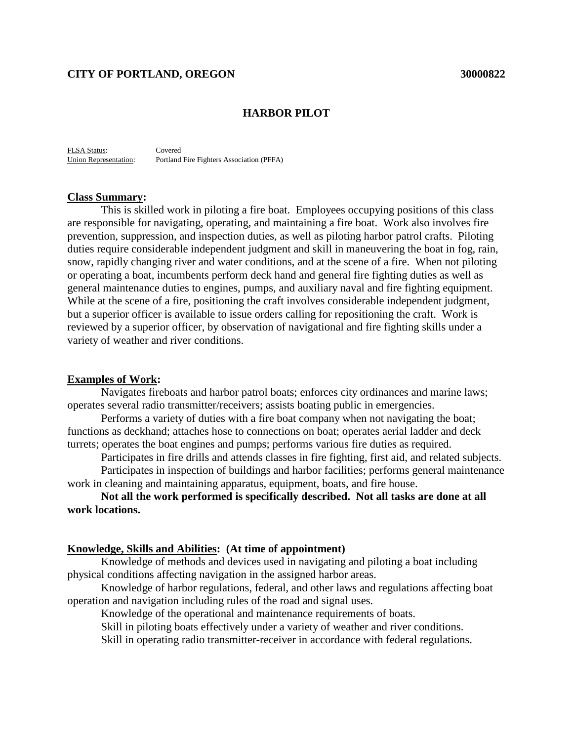**CITY OF PORTLAND, OREGON** **30000822**

# HARBOR PILOT

FLSA Status: Covered
Union Representation: Portland Fire Fighters Association (PFFA)

## Class Summary:

This is skilled work in piloting a fire boat. Employees occupying positions of this class are responsible for navigating, operating, and maintaining a fire boat. Work also involves fire prevention, suppression, and inspection duties, as well as piloting harbor patrol crafts. Piloting duties require considerable independent judgment and skill in maneuvering the boat in fog, rain, snow, rapidly changing river and water conditions, and at the scene of a fire. When not piloting or operating a boat, incumbents perform deck hand and general fire fighting duties as well as general maintenance duties to engines, pumps, and auxiliary naval and fire fighting equipment. While at the scene of a fire, positioning the craft involves considerable independent judgment, but a superior officer is available to issue orders calling for repositioning the craft. Work is reviewed by a superior officer, by observation of navigational and fire fighting skills under a variety of weather and river conditions.

## Examples of Work:

Navigates fireboats and harbor patrol boats; enforces city ordinances and marine laws; operates several radio transmitter/receivers; assists boating public in emergencies.

Performs a variety of duties with a fire boat company when not navigating the boat; functions as deckhand; attaches hose to connections on boat; operates aerial ladder and deck turrets; operates the boat engines and pumps; performs various fire duties as required.

Participates in fire drills and attends classes in fire fighting, first aid, and related subjects.

Participates in inspection of buildings and harbor facilities; performs general maintenance work in cleaning and maintaining apparatus, equipment, boats, and fire house.

**Not all the work performed is specifically described. Not all tasks are done at all work locations.**

## Knowledge, Skills and Abilities: (At time of appointment)

Knowledge of methods and devices used in navigating and piloting a boat including physical conditions affecting navigation in the assigned harbor areas.

Knowledge of harbor regulations, federal, and other laws and regulations affecting boat operation and navigation including rules of the road and signal uses.

Knowledge of the operational and maintenance requirements of boats.

Skill in piloting boats effectively under a variety of weather and river conditions.

Skill in operating radio transmitter-receiver in accordance with federal regulations.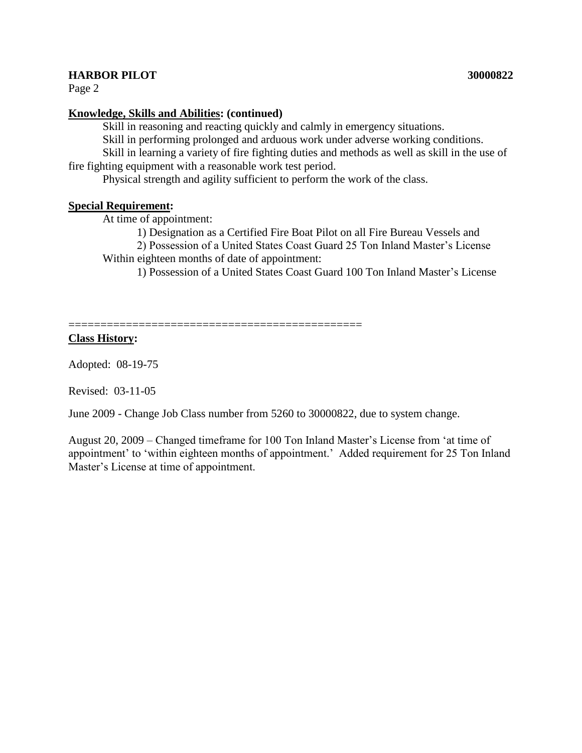**Knowledge, Skills and Abilities: (continued)**

Skill in reasoning and reacting quickly and calmly in emergency situations.

Skill in performing prolonged and arduous work under adverse working conditions.

Skill in learning a variety of fire fighting duties and methods as well as skill in the use of fire fighting equipment with a reasonable work test period.

Physical strength and agility sufficient to perform the work of the class.

**Special Requirement:**

At time of appointment:

1) Designation as a Certified Fire Boat Pilot on all Fire Bureau Vessels and
2) Possession of a United States Coast Guard 25 Ton Inland Master's License

Within eighteen months of date of appointment:

1) Possession of a United States Coast Guard 100 Ton Inland Master's License

============================================

**Class History:**

Adopted: 08-19-75

Revised: 03-11-05

June 2009 - Change Job Class number from 5260 to 30000822, due to system change.

August 20, 2009 – Changed timeframe for 100 Ton Inland Master's License from 'at time of appointment' to 'within eighteen months of appointment.' Added requirement for 25 Ton Inland Master's License at time of appointment.